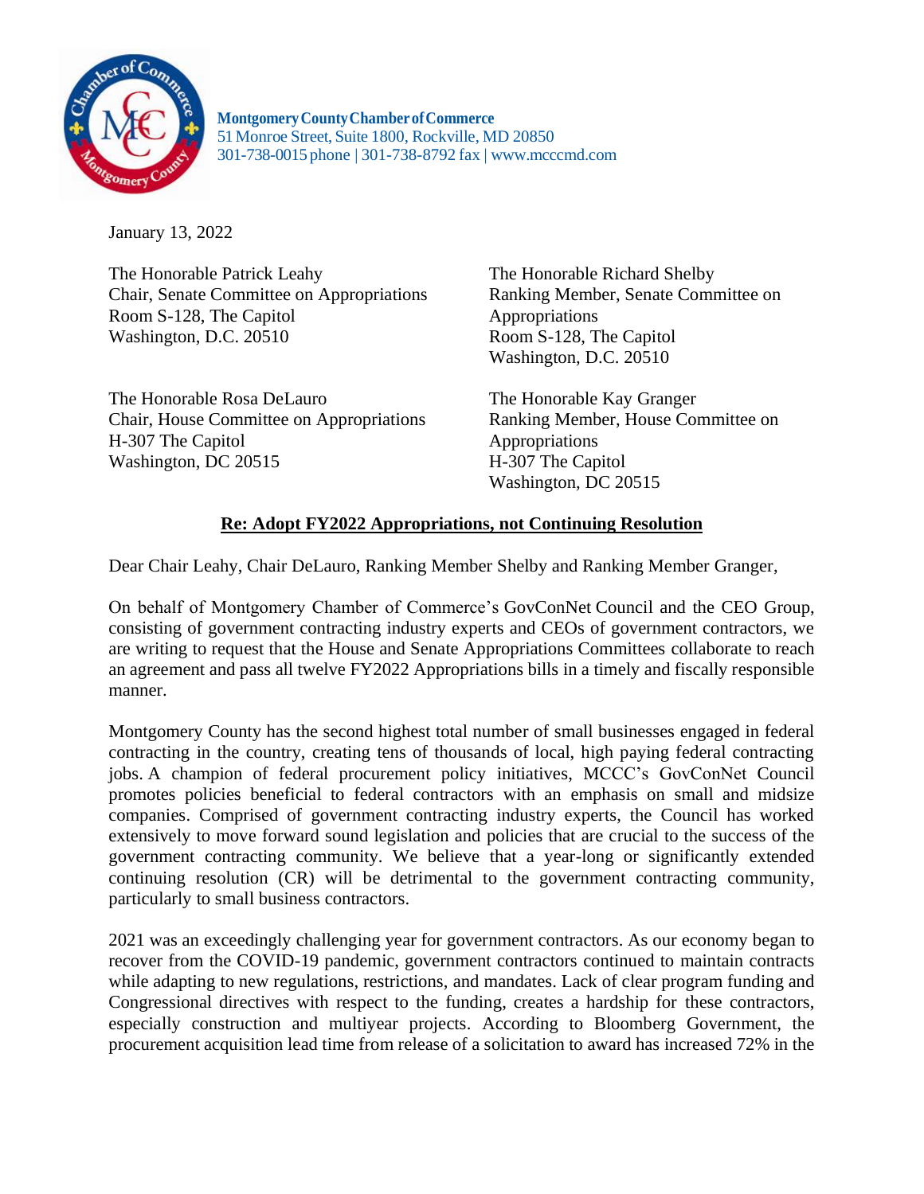**Montgomery County Chamber of Commerce**
51 Monroe Street, Suite 1800, Rockville, MD 20850
301-738-0015 phone | 301-738-8792 fax | www.mcccmd.com

January 13, 2022

The Honorable Patrick Leahy
Chair, Senate Committee on Appropriations
Room S-128, The Capitol
Washington, D.C. 20510

The Honorable Richard Shelby
Ranking Member, Senate Committee on Appropriations
Room S-128, The Capitol
Washington, D.C. 20510

The Honorable Rosa DeLauro
Chair, House Committee on Appropriations
H-307 The Capitol
Washington, DC 20515

The Honorable Kay Granger
Ranking Member, House Committee on Appropriations
H-307 The Capitol
Washington, DC 20515

**Re: Adopt FY2022 Appropriations, not Continuing Resolution**

Dear Chair Leahy, Chair DeLauro, Ranking Member Shelby and Ranking Member Granger,

On behalf of Montgomery Chamber of Commerce's GovConNet Council and the CEO Group, consisting of government contracting industry experts and CEOs of government contractors, we are writing to request that the House and Senate Appropriations Committees collaborate to reach an agreement and pass all twelve FY2022 Appropriations bills in a timely and fiscally responsible manner.

Montgomery County has the second highest total number of small businesses engaged in federal contracting in the country, creating tens of thousands of local, high paying federal contracting jobs. A champion of federal procurement policy initiatives, MCCC's GovConNet Council promotes policies beneficial to federal contractors with an emphasis on small and midsize companies. Comprised of government contracting industry experts, the Council has worked extensively to move forward sound legislation and policies that are crucial to the success of the government contracting community. We believe that a year-long or significantly extended continuing resolution (CR) will be detrimental to the government contracting community, particularly to small business contractors.

2021 was an exceedingly challenging year for government contractors. As our economy began to recover from the COVID-19 pandemic, government contractors continued to maintain contracts while adapting to new regulations, restrictions, and mandates. Lack of clear program funding and Congressional directives with respect to the funding, creates a hardship for these contractors, especially construction and multiyear projects. According to Bloomberg Government, the procurement acquisition lead time from release of a solicitation to award has increased 72% in the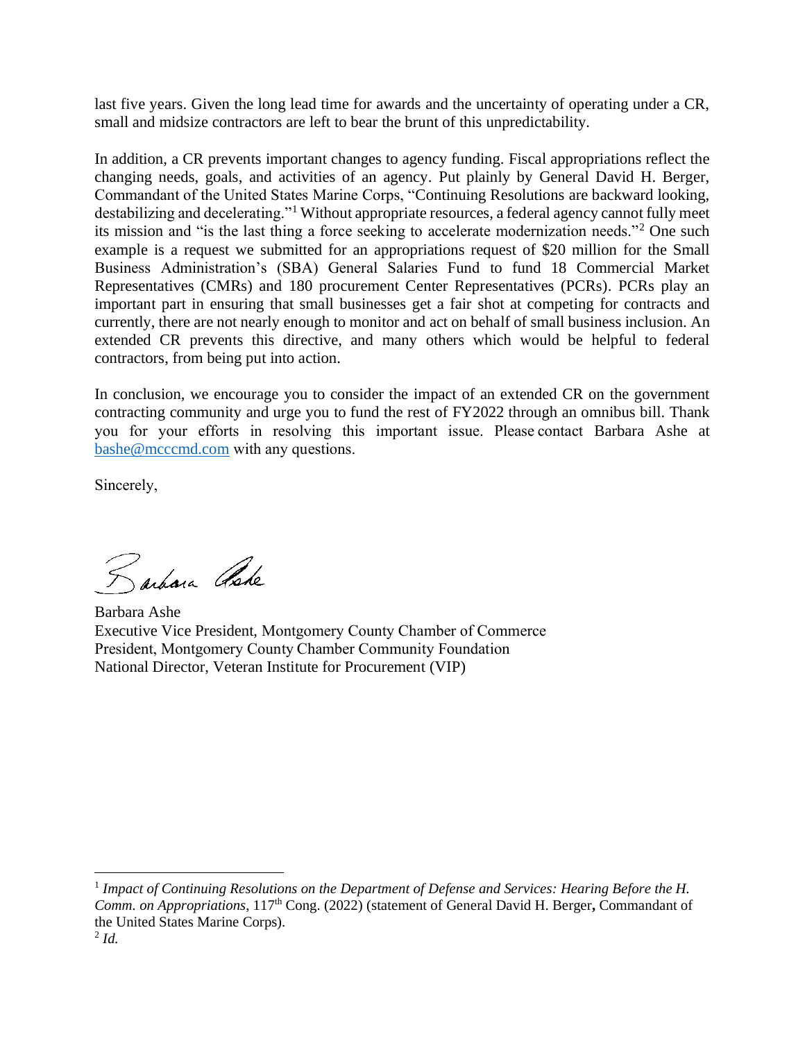last five years. Given the long lead time for awards and the uncertainty of operating under a CR, small and midsize contractors are left to bear the brunt of this unpredictability.

In addition, a CR prevents important changes to agency funding. Fiscal appropriations reflect the changing needs, goals, and activities of an agency. Put plainly by General David H. Berger, Commandant of the United States Marine Corps, "Continuing Resolutions are backward looking, destabilizing and decelerating."[1] Without appropriate resources, a federal agency cannot fully meet its mission and "is the last thing a force seeking to accelerate modernization needs."[2] One such example is a request we submitted for an appropriations request of $20 million for the Small Business Administration's (SBA) General Salaries Fund to fund 18 Commercial Market Representatives (CMRs) and 180 procurement Center Representatives (PCRs). PCRs play an important part in ensuring that small businesses get a fair shot at competing for contracts and currently, there are not nearly enough to monitor and act on behalf of small business inclusion. An extended CR prevents this directive, and many others which would be helpful to federal contractors, from being put into action.

In conclusion, we encourage you to consider the impact of an extended CR on the government contracting community and urge you to fund the rest of FY2022 through an omnibus bill. Thank you for your efforts in resolving this important issue. Please contact Barbara Ashe at bashe@mcccmd.com with any questions.

Sincerely,

Barbara Ashe

Barbara Ashe
Executive Vice President, Montgomery County Chamber of Commerce
President, Montgomery County Chamber Community Foundation
National Director, Veteran Institute for Procurement (VIP)

---

[1] *Impact of Continuing Resolutions on the Department of Defense and Services: Hearing Before the H. Comm. on Appropriations*, 117th Cong. (2022) (statement of General David H. Berger**,** Commandant of the United States Marine Corps).

[2] *Id.*